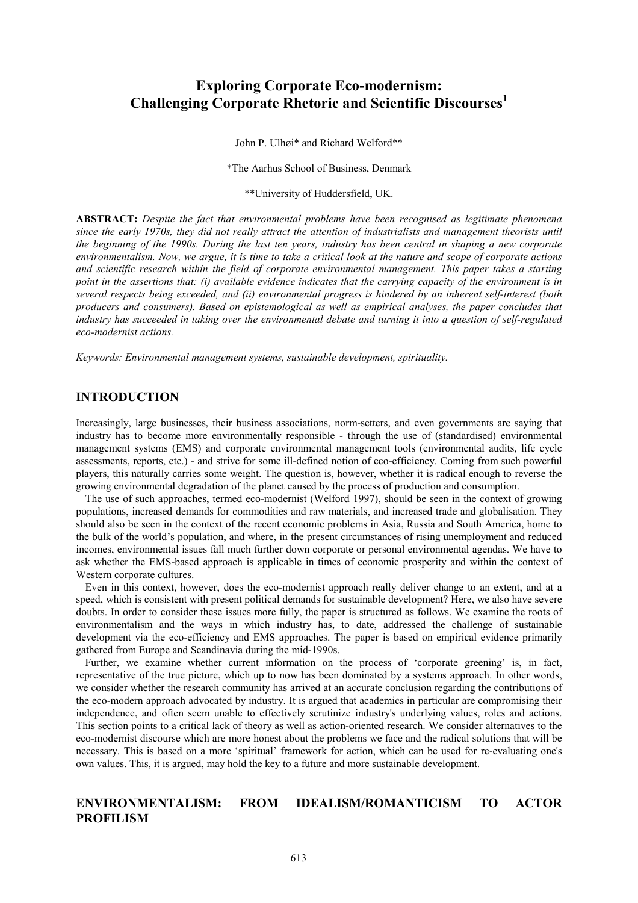# Exploring Corporate Eco-modernism: Challenging Corporate Rhetoric and Scientific Discourses[1]

John P. Ulhøi* and Richard Welford**

*The Aarhus School of Business, Denmark

**University of Huddersfield, UK.

**ABSTRACT:** *Despite the fact that environmental problems have been recognised as legitimate phenomena since the early 1970s, they did not really attract the attention of industrialists and management theorists until the beginning of the 1990s. During the last ten years, industry has been central in shaping a new corporate environmentalism. Now, we argue, it is time to take a critical look at the nature and scope of corporate actions and scientific research within the field of corporate environmental management. This paper takes a starting point in the assertions that: (i) available evidence indicates that the carrying capacity of the environment is in several respects being exceeded, and (ii) environmental progress is hindered by an inherent self-interest (both producers and consumers). Based on epistemological as well as empirical analyses, the paper concludes that industry has succeeded in taking over the environmental debate and turning it into a question of self-regulated eco-modernist actions.*

*Keywords: Environmental management systems, sustainable development, spirituality.*

## INTRODUCTION

Increasingly, large businesses, their business associations, norm-setters, and even governments are saying that industry has to become more environmentally responsible - through the use of (standardised) environmental management systems (EMS) and corporate environmental management tools (environmental audits, life cycle assessments, reports, etc.) - and strive for some ill-defined notion of eco-efficiency. Coming from such powerful players, this naturally carries some weight. The question is, however, whether it is radical enough to reverse the growing environmental degradation of the planet caused by the process of production and consumption.

The use of such approaches, termed eco-modernist (Welford 1997), should be seen in the context of growing populations, increased demands for commodities and raw materials, and increased trade and globalisation. They should also be seen in the context of the recent economic problems in Asia, Russia and South America, home to the bulk of the world's population, and where, in the present circumstances of rising unemployment and reduced incomes, environmental issues fall much further down corporate or personal environmental agendas. We have to ask whether the EMS-based approach is applicable in times of economic prosperity and within the context of Western corporate cultures.

Even in this context, however, does the eco-modernist approach really deliver change to an extent, and at a speed, which is consistent with present political demands for sustainable development? Here, we also have severe doubts. In order to consider these issues more fully, the paper is structured as follows. We examine the roots of environmentalism and the ways in which industry has, to date, addressed the challenge of sustainable development via the eco-efficiency and EMS approaches. The paper is based on empirical evidence primarily gathered from Europe and Scandinavia during the mid-1990s.

Further, we examine whether current information on the process of 'corporate greening' is, in fact, representative of the true picture, which up to now has been dominated by a systems approach. In other words, we consider whether the research community has arrived at an accurate conclusion regarding the contributions of the eco-modern approach advocated by industry. It is argued that academics in particular are compromising their independence, and often seem unable to effectively scrutinize industry's underlying values, roles and actions. This section points to a critical lack of theory as well as action-oriented research. We consider alternatives to the eco-modernist discourse which are more honest about the problems we face and the radical solutions that will be necessary. This is based on a more 'spiritual' framework for action, which can be used for re-evaluating one's own values. This, it is argued, may hold the key to a future and more sustainable development.

## ENVIRONMENTALISM: FROM IDEALISM/ROMANTICISM TO ACTOR PROFILISM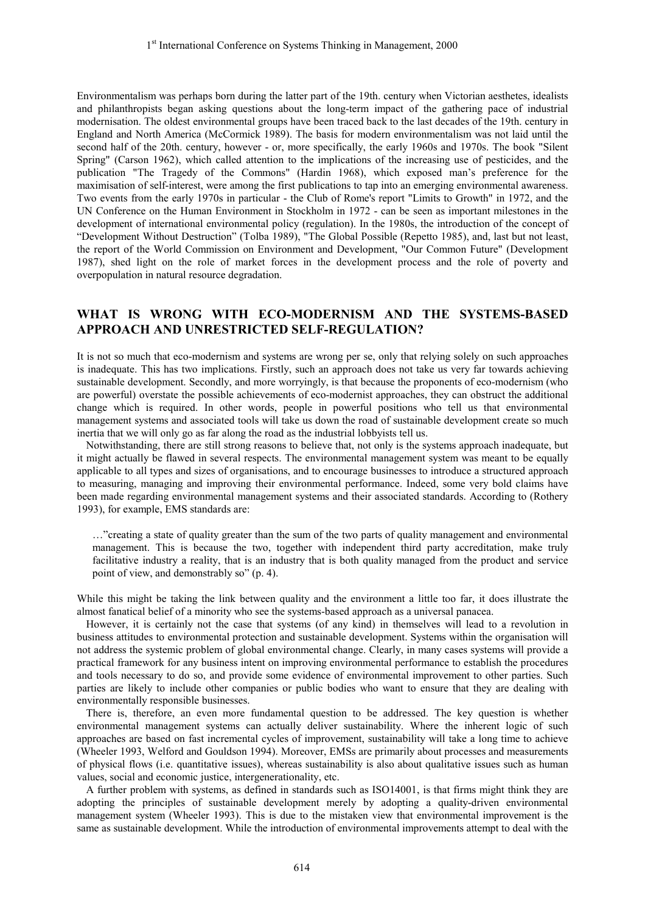Environmentalism was perhaps born during the latter part of the 19th. century when Victorian aesthetes, idealists and philanthropists began asking questions about the long-term impact of the gathering pace of industrial modernisation. The oldest environmental groups have been traced back to the last decades of the 19th. century in England and North America (McCormick 1989). The basis for modern environmentalism was not laid until the second half of the 20th. century, however - or, more specifically, the early 1960s and 1970s. The book "Silent Spring" (Carson 1962), which called attention to the implications of the increasing use of pesticides, and the publication "The Tragedy of the Commons" (Hardin 1968), which exposed man's preference for the maximisation of self-interest, were among the first publications to tap into an emerging environmental awareness. Two events from the early 1970s in particular - the Club of Rome's report "Limits to Growth" in 1972, and the UN Conference on the Human Environment in Stockholm in 1972 - can be seen as important milestones in the development of international environmental policy (regulation). In the 1980s, the introduction of the concept of "Development Without Destruction" (Tolba 1989), "The Global Possible (Repetto 1985), and, last but not least, the report of the World Commission on Environment and Development, "Our Common Future" (Development 1987), shed light on the role of market forces in the development process and the role of poverty and overpopulation in natural resource degradation.

## WHAT IS WRONG WITH ECO-MODERNISM AND THE SYSTEMS-BASED APPROACH AND UNRESTRICTED SELF-REGULATION?

It is not so much that eco-modernism and systems are wrong per se, only that relying solely on such approaches is inadequate. This has two implications. Firstly, such an approach does not take us very far towards achieving sustainable development. Secondly, and more worryingly, is that because the proponents of eco-modernism (who are powerful) overstate the possible achievements of eco-modernist approaches, they can obstruct the additional change which is required. In other words, people in powerful positions who tell us that environmental management systems and associated tools will take us down the road of sustainable development create so much inertia that we will only go as far along the road as the industrial lobbyists tell us.

Notwithstanding, there are still strong reasons to believe that, not only is the systems approach inadequate, but it might actually be flawed in several respects. The environmental management system was meant to be equally applicable to all types and sizes of organisations, and to encourage businesses to introduce a structured approach to measuring, managing and improving their environmental performance. Indeed, some very bold claims have been made regarding environmental management systems and their associated standards. According to (Rothery 1993), for example, EMS standards are:

> …"creating a state of quality greater than the sum of the two parts of quality management and environmental management. This is because the two, together with independent third party accreditation, make truly facilitative industry a reality, that is an industry that is both quality managed from the product and service point of view, and demonstrably so" (p. 4).

While this might be taking the link between quality and the environment a little too far, it does illustrate the almost fanatical belief of a minority who see the systems-based approach as a universal panacea.

However, it is certainly not the case that systems (of any kind) in themselves will lead to a revolution in business attitudes to environmental protection and sustainable development. Systems within the organisation will not address the systemic problem of global environmental change. Clearly, in many cases systems will provide a practical framework for any business intent on improving environmental performance to establish the procedures and tools necessary to do so, and provide some evidence of environmental improvement to other parties. Such parties are likely to include other companies or public bodies who want to ensure that they are dealing with environmentally responsible businesses.

There is, therefore, an even more fundamental question to be addressed. The key question is whether environmental management systems can actually deliver sustainability. Where the inherent logic of such approaches are based on fast incremental cycles of improvement, sustainability will take a long time to achieve (Wheeler 1993, Welford and Gouldson 1994). Moreover, EMSs are primarily about processes and measurements of physical flows (i.e. quantitative issues), whereas sustainability is also about qualitative issues such as human values, social and economic justice, intergenerationality, etc.

A further problem with systems, as defined in standards such as ISO14001, is that firms might think they are adopting the principles of sustainable development merely by adopting a quality-driven environmental management system (Wheeler 1993). This is due to the mistaken view that environmental improvement is the same as sustainable development. While the introduction of environmental improvements attempt to deal with the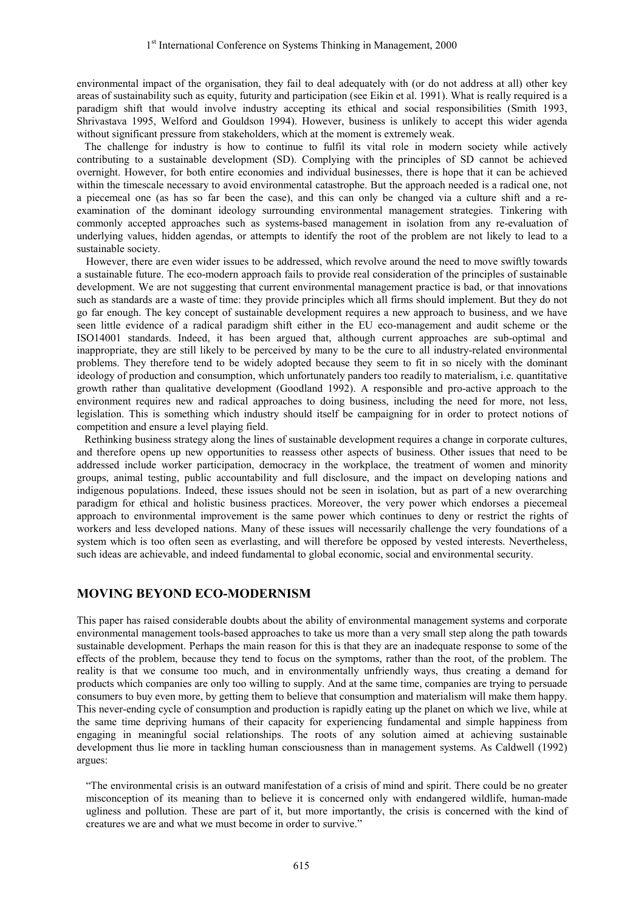environmental impact of the organisation, they fail to deal adequately with (or do not address at all) other key areas of sustainability such as equity, futurity and participation (see Eikin et al. 1991). What is really required is a paradigm shift that would involve industry accepting its ethical and social responsibilities (Smith 1993, Shrivastava 1995, Welford and Gouldson 1994). However, business is unlikely to accept this wider agenda without significant pressure from stakeholders, which at the moment is extremely weak.

The challenge for industry is how to continue to fulfil its vital role in modern society while actively contributing to a sustainable development (SD). Complying with the principles of SD cannot be achieved overnight. However, for both entire economies and individual businesses, there is hope that it can be achieved within the timescale necessary to avoid environmental catastrophe. But the approach needed is a radical one, not a piecemeal one (as has so far been the case), and this can only be changed via a culture shift and a re-examination of the dominant ideology surrounding environmental management strategies. Tinkering with commonly accepted approaches such as systems-based management in isolation from any re-evaluation of underlying values, hidden agendas, or attempts to identify the root of the problem are not likely to lead to a sustainable society.

However, there are even wider issues to be addressed, which revolve around the need to move swiftly towards a sustainable future. The eco-modern approach fails to provide real consideration of the principles of sustainable development. We are not suggesting that current environmental management practice is bad, or that innovations such as standards are a waste of time: they provide principles which all firms should implement. But they do not go far enough. The key concept of sustainable development requires a new approach to business, and we have seen little evidence of a radical paradigm shift either in the EU eco-management and audit scheme or the ISO14001 standards. Indeed, it has been argued that, although current approaches are sub-optimal and inappropriate, they are still likely to be perceived by many to be the cure to all industry-related environmental problems. They therefore tend to be widely adopted because they seem to fit in so nicely with the dominant ideology of production and consumption, which unfortunately panders too readily to materialism, i.e. quantitative growth rather than qualitative development (Goodland 1992). A responsible and pro-active approach to the environment requires new and radical approaches to doing business, including the need for more, not less, legislation. This is something which industry should itself be campaigning for in order to protect notions of competition and ensure a level playing field.

Rethinking business strategy along the lines of sustainable development requires a change in corporate cultures, and therefore opens up new opportunities to reassess other aspects of business. Other issues that need to be addressed include worker participation, democracy in the workplace, the treatment of women and minority groups, animal testing, public accountability and full disclosure, and the impact on developing nations and indigenous populations. Indeed, these issues should not be seen in isolation, but as part of a new overarching paradigm for ethical and holistic business practices. Moreover, the very power which endorses a piecemeal approach to environmental improvement is the same power which continues to deny or restrict the rights of workers and less developed nations. Many of these issues will necessarily challenge the very foundations of a system which is too often seen as everlasting, and will therefore be opposed by vested interests. Nevertheless, such ideas are achievable, and indeed fundamental to global economic, social and environmental security.

## MOVING BEYOND ECO-MODERNISM

This paper has raised considerable doubts about the ability of environmental management systems and corporate environmental management tools-based approaches to take us more than a very small step along the path towards sustainable development. Perhaps the main reason for this is that they are an inadequate response to some of the effects of the problem, because they tend to focus on the symptoms, rather than the root, of the problem. The reality is that we consume too much, and in environmentally unfriendly ways, thus creating a demand for products which companies are only too willing to supply. And at the same time, companies are trying to persuade consumers to buy even more, by getting them to believe that consumption and materialism will make them happy. This never-ending cycle of consumption and production is rapidly eating up the planet on which we live, while at the same time depriving humans of their capacity for experiencing fundamental and simple happiness from engaging in meaningful social relationships. The roots of any solution aimed at achieving sustainable development thus lie more in tackling human consciousness than in management systems. As Caldwell (1992) argues:

> "The environmental crisis is an outward manifestation of a crisis of mind and spirit. There could be no greater misconception of its meaning than to believe it is concerned only with endangered wildlife, human-made ugliness and pollution. These are part of it, but more importantly, the crisis is concerned with the kind of creatures we are and what we must become in order to survive."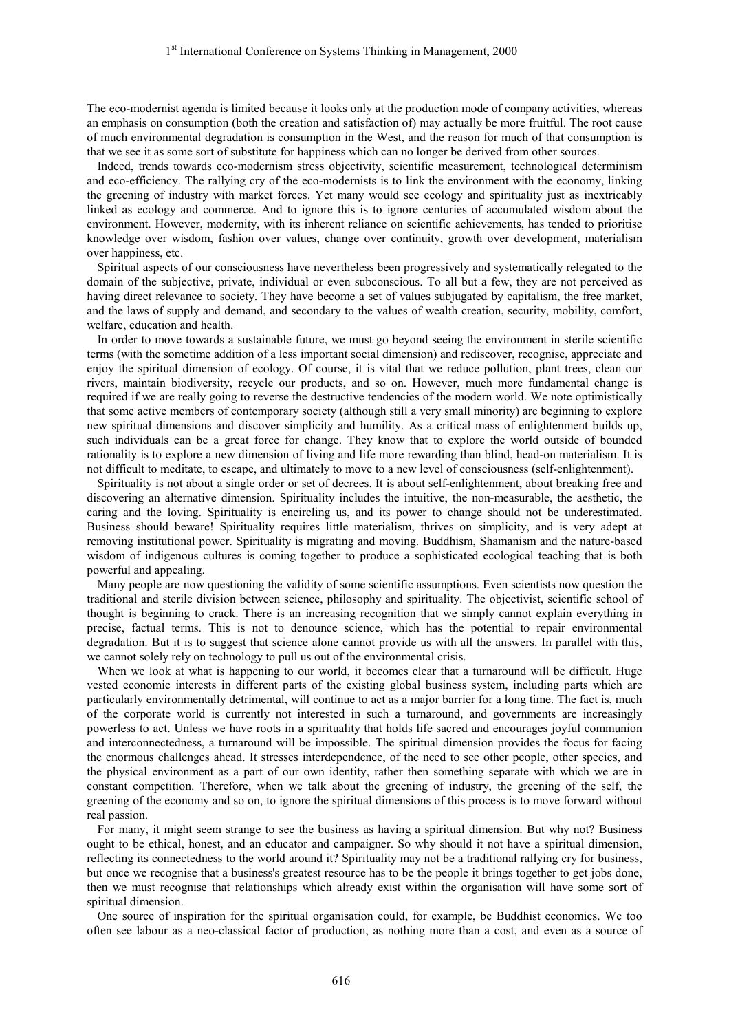The eco-modernist agenda is limited because it looks only at the production mode of company activities, whereas an emphasis on consumption (both the creation and satisfaction of) may actually be more fruitful. The root cause of much environmental degradation is consumption in the West, and the reason for much of that consumption is that we see it as some sort of substitute for happiness which can no longer be derived from other sources.

Indeed, trends towards eco-modernism stress objectivity, scientific measurement, technological determinism and eco-efficiency. The rallying cry of the eco-modernists is to link the environment with the economy, linking the greening of industry with market forces. Yet many would see ecology and spirituality just as inextricably linked as ecology and commerce. And to ignore this is to ignore centuries of accumulated wisdom about the environment. However, modernity, with its inherent reliance on scientific achievements, has tended to prioritise knowledge over wisdom, fashion over values, change over continuity, growth over development, materialism over happiness, etc.

Spiritual aspects of our consciousness have nevertheless been progressively and systematically relegated to the domain of the subjective, private, individual or even subconscious. To all but a few, they are not perceived as having direct relevance to society. They have become a set of values subjugated by capitalism, the free market, and the laws of supply and demand, and secondary to the values of wealth creation, security, mobility, comfort, welfare, education and health.

In order to move towards a sustainable future, we must go beyond seeing the environment in sterile scientific terms (with the sometime addition of a less important social dimension) and rediscover, recognise, appreciate and enjoy the spiritual dimension of ecology. Of course, it is vital that we reduce pollution, plant trees, clean our rivers, maintain biodiversity, recycle our products, and so on. However, much more fundamental change is required if we are really going to reverse the destructive tendencies of the modern world. We note optimistically that some active members of contemporary society (although still a very small minority) are beginning to explore new spiritual dimensions and discover simplicity and humility. As a critical mass of enlightenment builds up, such individuals can be a great force for change. They know that to explore the world outside of bounded rationality is to explore a new dimension of living and life more rewarding than blind, head-on materialism. It is not difficult to meditate, to escape, and ultimately to move to a new level of consciousness (self-enlightenment).

Spirituality is not about a single order or set of decrees. It is about self-enlightenment, about breaking free and discovering an alternative dimension. Spirituality includes the intuitive, the non-measurable, the aesthetic, the caring and the loving. Spirituality is encircling us, and its power to change should not be underestimated. Business should beware! Spirituality requires little materialism, thrives on simplicity, and is very adept at removing institutional power. Spirituality is migrating and moving. Buddhism, Shamanism and the nature-based wisdom of indigenous cultures is coming together to produce a sophisticated ecological teaching that is both powerful and appealing.

Many people are now questioning the validity of some scientific assumptions. Even scientists now question the traditional and sterile division between science, philosophy and spirituality. The objectivist, scientific school of thought is beginning to crack. There is an increasing recognition that we simply cannot explain everything in precise, factual terms. This is not to denounce science, which has the potential to repair environmental degradation. But it is to suggest that science alone cannot provide us with all the answers. In parallel with this, we cannot solely rely on technology to pull us out of the environmental crisis.

When we look at what is happening to our world, it becomes clear that a turnaround will be difficult. Huge vested economic interests in different parts of the existing global business system, including parts which are particularly environmentally detrimental, will continue to act as a major barrier for a long time. The fact is, much of the corporate world is currently not interested in such a turnaround, and governments are increasingly powerless to act. Unless we have roots in a spirituality that holds life sacred and encourages joyful communion and interconnectedness, a turnaround will be impossible. The spiritual dimension provides the focus for facing the enormous challenges ahead. It stresses interdependence, of the need to see other people, other species, and the physical environment as a part of our own identity, rather then something separate with which we are in constant competition. Therefore, when we talk about the greening of industry, the greening of the self, the greening of the economy and so on, to ignore the spiritual dimensions of this process is to move forward without real passion.

For many, it might seem strange to see the business as having a spiritual dimension. But why not? Business ought to be ethical, honest, and an educator and campaigner. So why should it not have a spiritual dimension, reflecting its connectedness to the world around it? Spirituality may not be a traditional rallying cry for business, but once we recognise that a business's greatest resource has to be the people it brings together to get jobs done, then we must recognise that relationships which already exist within the organisation will have some sort of spiritual dimension.

One source of inspiration for the spiritual organisation could, for example, be Buddhist economics. We too often see labour as a neo-classical factor of production, as nothing more than a cost, and even as a source of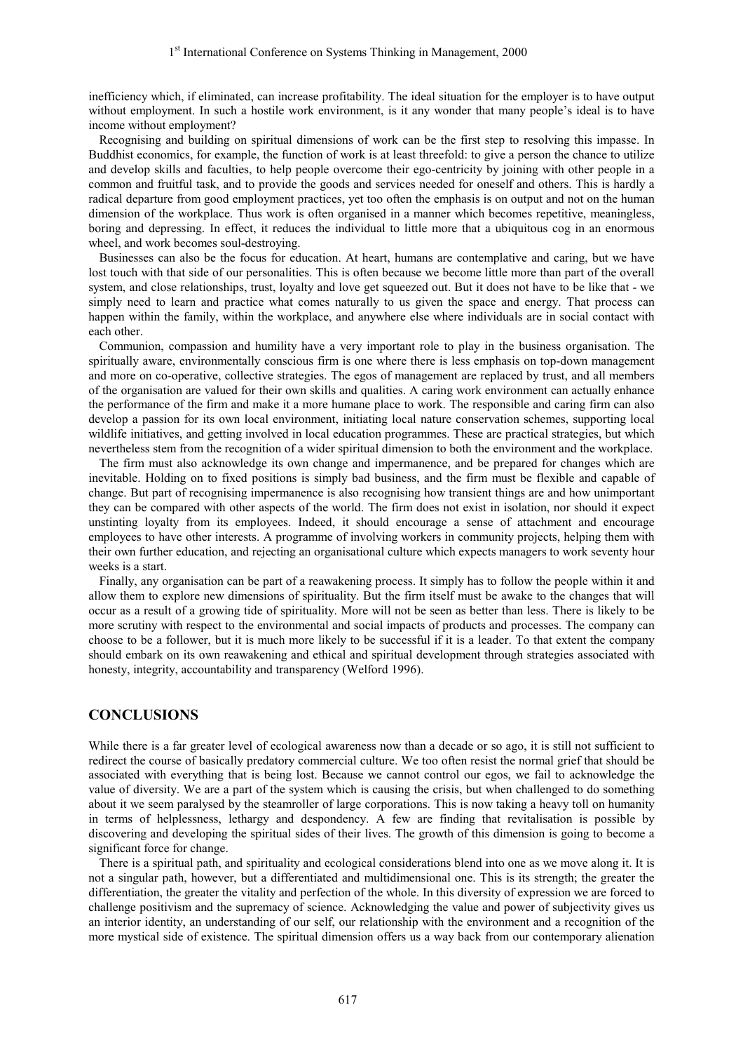inefficiency which, if eliminated, can increase profitability. The ideal situation for the employer is to have output without employment. In such a hostile work environment, is it any wonder that many people's ideal is to have income without employment?

Recognising and building on spiritual dimensions of work can be the first step to resolving this impasse. In Buddhist economics, for example, the function of work is at least threefold: to give a person the chance to utilize and develop skills and faculties, to help people overcome their ego-centricity by joining with other people in a common and fruitful task, and to provide the goods and services needed for oneself and others. This is hardly a radical departure from good employment practices, yet too often the emphasis is on output and not on the human dimension of the workplace. Thus work is often organised in a manner which becomes repetitive, meaningless, boring and depressing. In effect, it reduces the individual to little more that a ubiquitous cog in an enormous wheel, and work becomes soul-destroying.

Businesses can also be the focus for education. At heart, humans are contemplative and caring, but we have lost touch with that side of our personalities. This is often because we become little more than part of the overall system, and close relationships, trust, loyalty and love get squeezed out. But it does not have to be like that - we simply need to learn and practice what comes naturally to us given the space and energy. That process can happen within the family, within the workplace, and anywhere else where individuals are in social contact with each other.

Communion, compassion and humility have a very important role to play in the business organisation. The spiritually aware, environmentally conscious firm is one where there is less emphasis on top-down management and more on co-operative, collective strategies. The egos of management are replaced by trust, and all members of the organisation are valued for their own skills and qualities. A caring work environment can actually enhance the performance of the firm and make it a more humane place to work. The responsible and caring firm can also develop a passion for its own local environment, initiating local nature conservation schemes, supporting local wildlife initiatives, and getting involved in local education programmes. These are practical strategies, but which nevertheless stem from the recognition of a wider spiritual dimension to both the environment and the workplace.

The firm must also acknowledge its own change and impermanence, and be prepared for changes which are inevitable. Holding on to fixed positions is simply bad business, and the firm must be flexible and capable of change. But part of recognising impermanence is also recognising how transient things are and how unimportant they can be compared with other aspects of the world. The firm does not exist in isolation, nor should it expect unstinting loyalty from its employees. Indeed, it should encourage a sense of attachment and encourage employees to have other interests. A programme of involving workers in community projects, helping them with their own further education, and rejecting an organisational culture which expects managers to work seventy hour weeks is a start.

Finally, any organisation can be part of a reawakening process. It simply has to follow the people within it and allow them to explore new dimensions of spirituality. But the firm itself must be awake to the changes that will occur as a result of a growing tide of spirituality. More will not be seen as better than less. There is likely to be more scrutiny with respect to the environmental and social impacts of products and processes. The company can choose to be a follower, but it is much more likely to be successful if it is a leader. To that extent the company should embark on its own reawakening and ethical and spiritual development through strategies associated with honesty, integrity, accountability and transparency (Welford 1996).

## CONCLUSIONS

While there is a far greater level of ecological awareness now than a decade or so ago, it is still not sufficient to redirect the course of basically predatory commercial culture. We too often resist the normal grief that should be associated with everything that is being lost. Because we cannot control our egos, we fail to acknowledge the value of diversity. We are a part of the system which is causing the crisis, but when challenged to do something about it we seem paralysed by the steamroller of large corporations. This is now taking a heavy toll on humanity in terms of helplessness, lethargy and despondency. A few are finding that revitalisation is possible by discovering and developing the spiritual sides of their lives. The growth of this dimension is going to become a significant force for change.

There is a spiritual path, and spirituality and ecological considerations blend into one as we move along it. It is not a singular path, however, but a differentiated and multidimensional one. This is its strength; the greater the differentiation, the greater the vitality and perfection of the whole. In this diversity of expression we are forced to challenge positivism and the supremacy of science. Acknowledging the value and power of subjectivity gives us an interior identity, an understanding of our self, our relationship with the environment and a recognition of the more mystical side of existence. The spiritual dimension offers us a way back from our contemporary alienation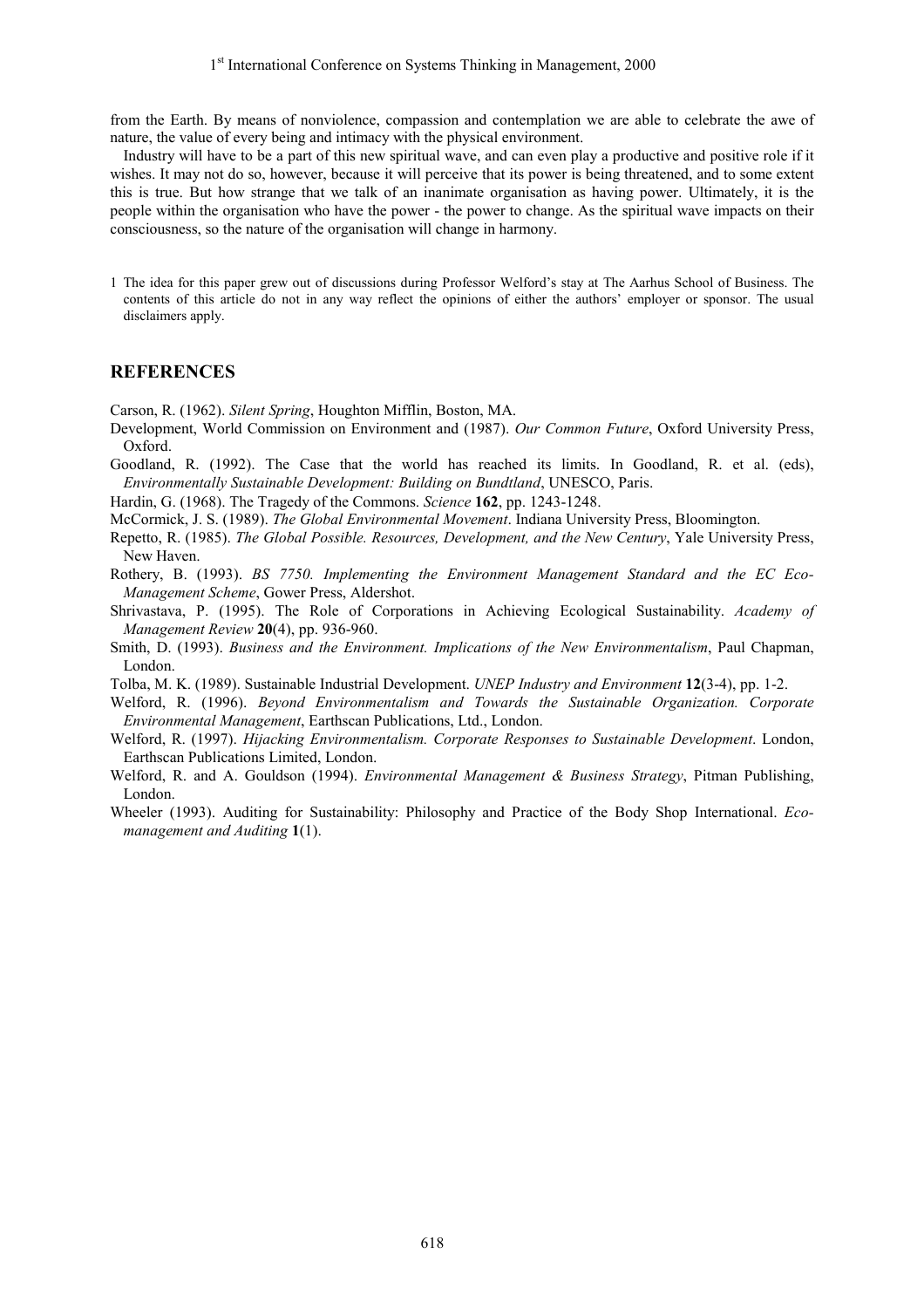from the Earth. By means of nonviolence, compassion and contemplation we are able to celebrate the awe of nature, the value of every being and intimacy with the physical environment.

Industry will have to be a part of this new spiritual wave, and can even play a productive and positive role if it wishes. It may not do so, however, because it will perceive that its power is being threatened, and to some extent this is true. But how strange that we talk of an inanimate organisation as having power. Ultimately, it is the people within the organisation who have the power - the power to change. As the spiritual wave impacts on their consciousness, so the nature of the organisation will change in harmony.

1 The idea for this paper grew out of discussions during Professor Welford's stay at The Aarhus School of Business. The contents of this article do not in any way reflect the opinions of either the authors' employer or sponsor. The usual disclaimers apply.

## REFERENCES

Carson, R. (1962). *Silent Spring*, Houghton Mifflin, Boston, MA.

Development, World Commission on Environment and (1987). *Our Common Future*, Oxford University Press, Oxford.

Goodland, R. (1992). The Case that the world has reached its limits. In Goodland, R. et al. (eds), *Environmentally Sustainable Development: Building on Bundtland*, UNESCO, Paris.

Hardin, G. (1968). The Tragedy of the Commons. *Science* **162**, pp. 1243-1248.

McCormick, J. S. (1989). *The Global Environmental Movement*. Indiana University Press, Bloomington.

Repetto, R. (1985). *The Global Possible. Resources, Development, and the New Century*, Yale University Press, New Haven.

Rothery, B. (1993). *BS 7750. Implementing the Environment Management Standard and the EC Eco-Management Scheme*, Gower Press, Aldershot.

Shrivastava, P. (1995). The Role of Corporations in Achieving Ecological Sustainability. *Academy of Management Review* **20**(4), pp. 936-960.

Smith, D. (1993). *Business and the Environment. Implications of the New Environmentalism*, Paul Chapman, London.

Tolba, M. K. (1989). Sustainable Industrial Development. *UNEP Industry and Environment* **12**(3-4), pp. 1-2.

Welford, R. (1996). *Beyond Environmentalism and Towards the Sustainable Organization. Corporate Environmental Management*, Earthscan Publications, Ltd., London.

Welford, R. (1997). *Hijacking Environmentalism. Corporate Responses to Sustainable Development*. London, Earthscan Publications Limited, London.

Welford, R. and A. Gouldson (1994). *Environmental Management & Business Strategy*, Pitman Publishing, London.

Wheeler (1993). Auditing for Sustainability: Philosophy and Practice of the Body Shop International. *Eco-management and Auditing* **1**(1).